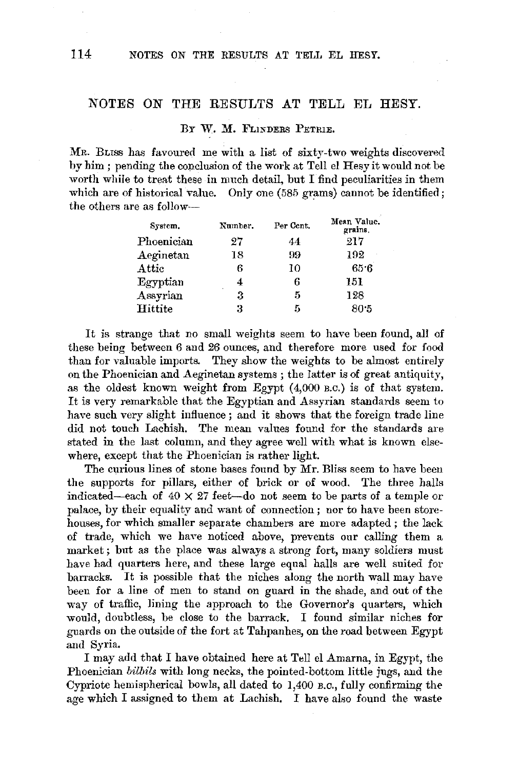# NOTES ON THE RESULTS AT TELL EL HESY.

By W. M. Flinders Petrie.

Mr. Bliss has favoured me with a list of sixty-two weights discovered by him; pending the conclusion of the work at Tell el Hesy it would not be worth while to treat these in much detail, but I find peculiarities in them which are of historical value. Only one (585 grams) cannot be identified; the others are as follow—

| System. | Number. | Per Cent. | Mean Value. grains. |
|---|---|---|---|
| Phoenician | 27 | 44 | 217 |
| Aeginetan | 18 | 99 | 192 |
| Attic | 6 | 10 | 65·6 |
| Egyptian | 4 | 6 | 151 |
| Assyrian | 3 | 5 | 128 |
| Hittite | 3 | 5 | 80·5 |

It is strange that no small weights seem to have been found, all of these being between 6 and 26 ounces, and therefore more used for food than for valuable imports. They show the weights to be almost entirely on the Phoenician and Aeginetan systems; the latter is of great antiquity, as the oldest known weight from Egypt (4,000 B.C.) is of that system. It is very remarkable that the Egyptian and Assyrian standards seem to have such very slight influence; and it shows that the foreign trade line did not touch Lachish. The mean values found for the standards are stated in the last column, and they agree well with what is known elsewhere, except that the Phoenician is rather light.

The curious lines of stone bases found by Mr. Bliss seem to have been the supports for pillars, either of brick or of wood. The three halls indicated—each of 40 × 27 feet—do not seem to be parts of a temple or palace, by their equality and want of connection; nor to have been storehouses, for which smaller separate chambers are more adapted; the lack of trade, which we have noticed above, prevents our calling them a market; but as the place was always a strong fort, many soldiers must have had quarters here, and these large equal halls are well suited for barracks. It is possible that the niches along the north wall may have been for a line of men to stand on guard in the shade, and out of the way of traffic, lining the approach to the Governor's quarters, which would, doubtless, be close to the barrack. I found similar niches for guards on the outside of the fort at Tahpanhes, on the road between Egypt and Syria.

I may add that I have obtained here at Tell el Amarna, in Egypt, the Phoenician *bilbils* with long necks, the pointed-bottom little jugs, and the Cypriote hemispherical bowls, all dated to 1,400 B.C., fully confirming the age which I assigned to them at Lachish. I have also found the waste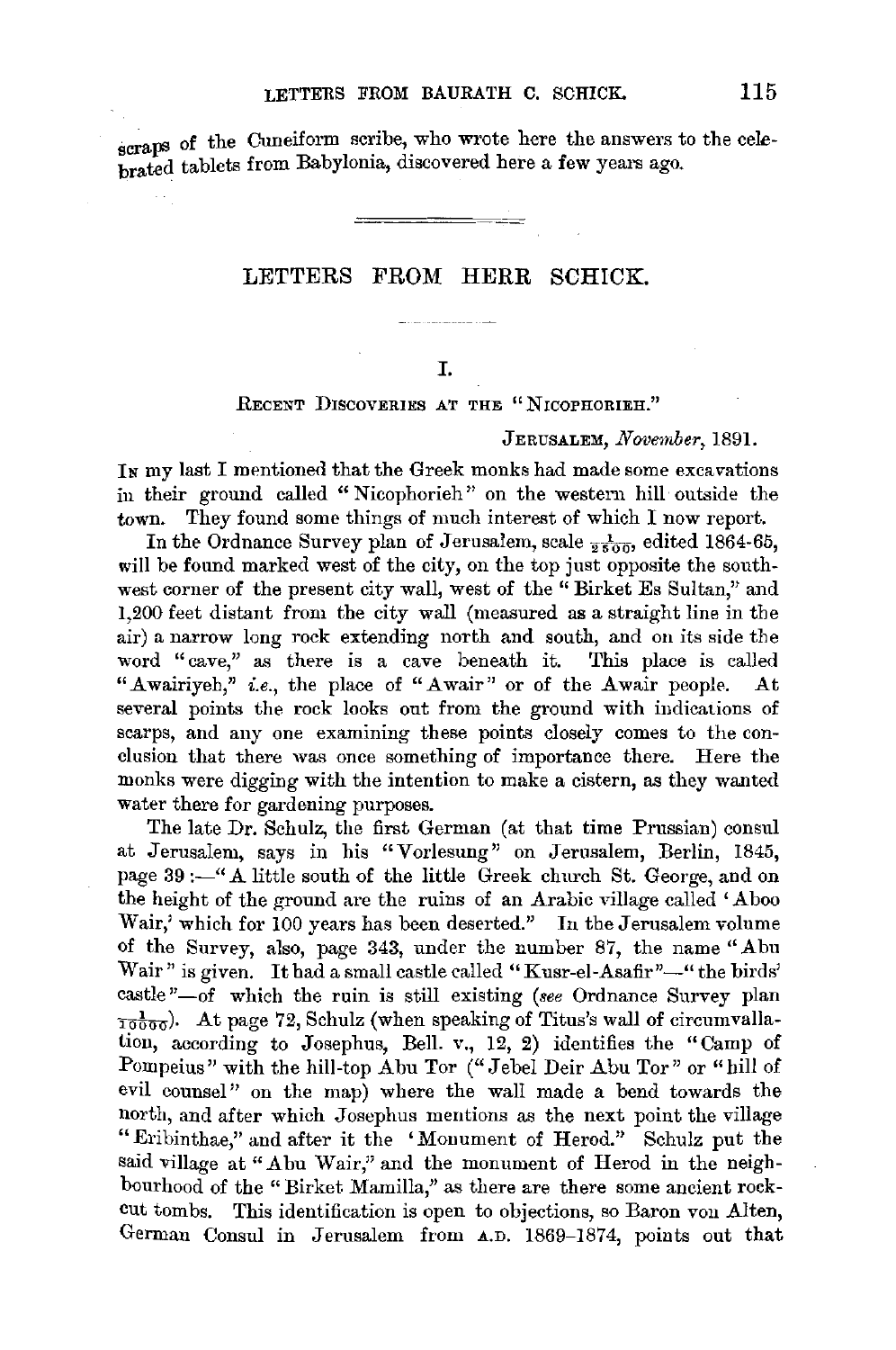scraps of the Cuneiform scribe, who wrote here the answers to the celebrated tablets from Babylonia, discovered here a few years ago.

---

# LETTERS FROM HERR SCHICK.

## I.

### RECENT DISCOVERIES AT THE "NICOPHORIEH."

JERUSALEM, *November*, 1891.

IN my last I mentioned that the Greek monks had made some excavations in their ground called "Nicophorieh" on the western hill outside the town. They found some things of much interest of which I now report.

In the Ordnance Survey plan of Jerusalem, scale $\frac{1}{2500}$, edited 1864-65, will be found marked west of the city, on the top just opposite the south-west corner of the present city wall, west of the "Birket Es Sultan," and 1,200 feet distant from the city wall (measured as a straight line in the air) a narrow long rock extending north and south, and on its side the word "cave," as there is a cave beneath it. This place is called "Awairiyeh," *i.e.*, the place of "Awair" or of the Awair people. At several points the rock looks out from the ground with indications of scarps, and any one examining these points closely comes to the conclusion that there was once something of importance there. Here the monks were digging with the intention to make a cistern, as they wanted water there for gardening purposes.

The late Dr. Schulz, the first German (at that time Prussian) consul at Jerusalem, says in his "Vorlesung" on Jerusalem, Berlin, 1845, page 39:—"A little south of the little Greek church St. George, and on the height of the ground are the ruins of an Arabic village called 'Aboo Wair,' which for 100 years has been deserted." In the Jerusalem volume of the Survey, also, page 343, under the number 87, the name "Abu Wair" is given. It had a small castle called "Kusr-el-Asafir"—"the birds' castle"—of which the ruin is still existing (*see* Ordnance Survey plan $\frac{1}{10000}$). At page 72, Schulz (when speaking of Titus's wall of circumvallation, according to Josephus, Bell. v., 12, 2) identifies the "Camp of Pompeius" with the hill-top Abu Tor ("Jebel Deir Abu Tor" or "hill of evil counsel" on the map) where the wall made a bend towards the north, and after which Josephus mentions as the next point the village "Eribinthae," and after it the 'Monument of Herod." Schulz put the said village at "Abu Wair," and the monument of Herod in the neighbourhood of the "Birket Mamilla," as there are there some ancient rock-cut tombs. This identification is open to objections, so Baron von Alten, German Consul in Jerusalem from A.D. 1869–1874, points out that